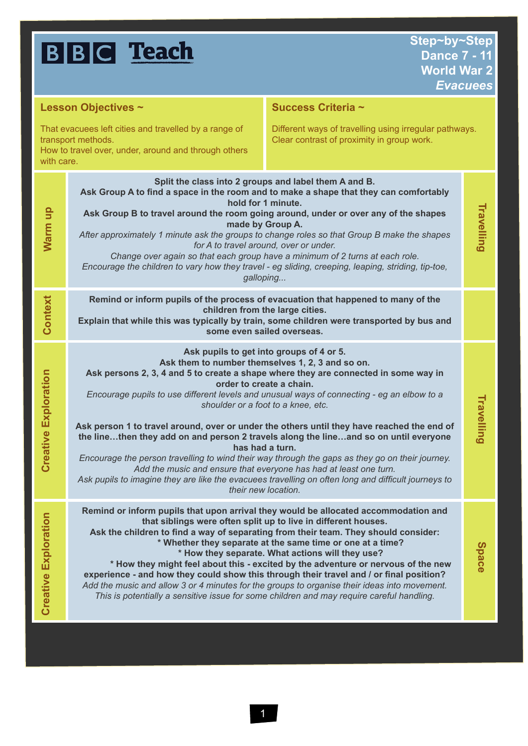BBC Teach

# Step~by~Step Dance 7 - 11 World War 2 *Evacuees*

## Lesson Objectives ~

That evacuees left cities and travelled by a range of transport methods.
How to travel over, under, around and through others with care.

## Success Criteria ~

Different ways of travelling using irregular pathways.
Clear contrast of proximity in group work.

| Section | Activity | Focus |
| --- | --- | --- |
| Warm up | **Split the class into 2 groups and label them A and B.** **Ask Group A to find a space in the room and to make a shape that they can comfortably hold for 1 minute.** **Ask Group B to travel around the room going around, under or over any of the shapes made by Group A.** *After approximately 1 minute ask the groups to change roles so that Group B make the shapes for A to travel around, over or under.* *Change over again so that each group have a minimum of 2 turns at each role.* *Encourage the children to vary how they travel - eg sliding, creeping, leaping, striding, tip-toe, galloping...* | Travelling |
| Context | **Remind or inform pupils of the process of evacuation that happened to many of the children from the large cities.** **Explain that while this was typically by train, some children were transported by bus and some even sailed overseas.** | |
| Creative Exploration | **Ask pupils to get into groups of 4 or 5.** **Ask them to number themselves 1, 2, 3 and so on.** **Ask persons 2, 3, 4 and 5 to create a shape where they are connected in some way in order to create a chain.** *Encourage pupils to use different levels and unusual ways of connecting - eg an elbow to a shoulder or a foot to a knee, etc.* **Ask person 1 to travel around, over or under the others until they have reached the end of the line…then they add on and person 2 travels along the line…and so on until everyone has had a turn.** *Encourage the person travelling to wind their way through the gaps as they go on their journey.* *Add the music and ensure that everyone has had at least one turn.* *Ask pupils to imagine they are like the evacuees travelling on often long and difficult journeys to their new location.* | Travelling |
| Creative Exploration | **Remind or inform pupils that upon arrival they would be allocated accommodation and that siblings were often split up to live in different houses.** **Ask the children to find a way of separating from their team. They should consider:** **\* Whether they separate at the same time or one at a time?** **\* How they separate. What actions will they use?** **\* How they might feel about this - excited by the adventure or nervous of the new experience - and how they could show this through their travel and / or final position?** *Add the music and allow 3 or 4 minutes for the groups to organise their ideas into movement.* *This is potentially a sensitive issue for some children and may require careful handling.* | Space |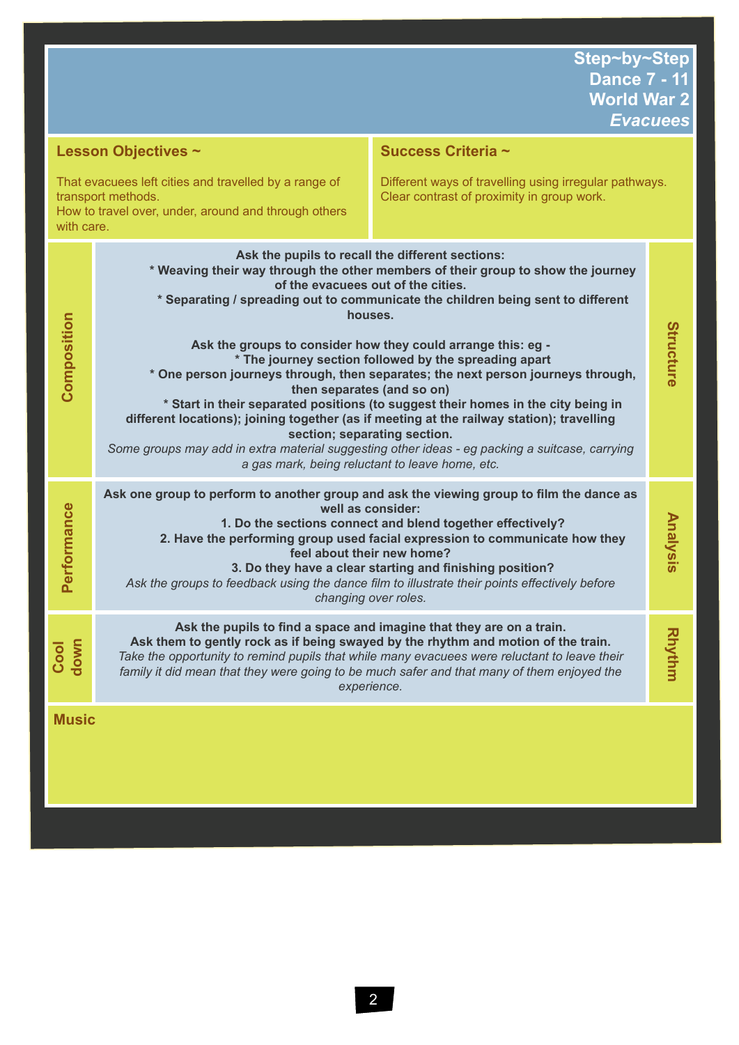# Step~by~Step
## Dance 7 - 11
## World War 2
## *Evacuees*

### Lesson Objectives ~

That evacuees left cities and travelled by a range of transport methods.
How to travel over, under, around and through others with care.

### Success Criteria ~

Different ways of travelling using irregular pathways.
Clear contrast of proximity in group work.

### Composition — Structure

**Ask the pupils to recall the different sections:**

**\* Weaving their way through the other members of their group to show the journey of the evacuees out of the cities.**

**\* Separating / spreading out to communicate the children being sent to different houses.**

**Ask the groups to consider how they could arrange this: eg -**

**\* The journey section followed by the spreading apart**

**\* One person journeys through, then separates; the next person journeys through, then separates (and so on)**

**\* Start in their separated positions (to suggest their homes in the city being in different locations); joining together (as if meeting at the railway station); travelling section; separating section.**

*Some groups may add in extra material suggesting other ideas - eg packing a suitcase, carrying a gas mark, being reluctant to leave home, etc.*

### Performance — Analysis

**Ask one group to perform to another group and ask the viewing group to film the dance as well as consider:**

**1. Do the sections connect and blend together effectively?**

**2. Have the performing group used facial expression to communicate how they feel about their new home?**

**3. Do they have a clear starting and finishing position?**

*Ask the groups to feedback using the dance film to illustrate their points effectively before changing over roles.*

### Cool down — Rhythm

**Ask the pupils to find a space and imagine that they are on a train.**

**Ask them to gently rock as if being swayed by the rhythm and motion of the train.**

*Take the opportunity to remind pupils that while many evacuees were reluctant to leave their family it did mean that they were going to be much safer and that many of them enjoyed the experience.*

### Music